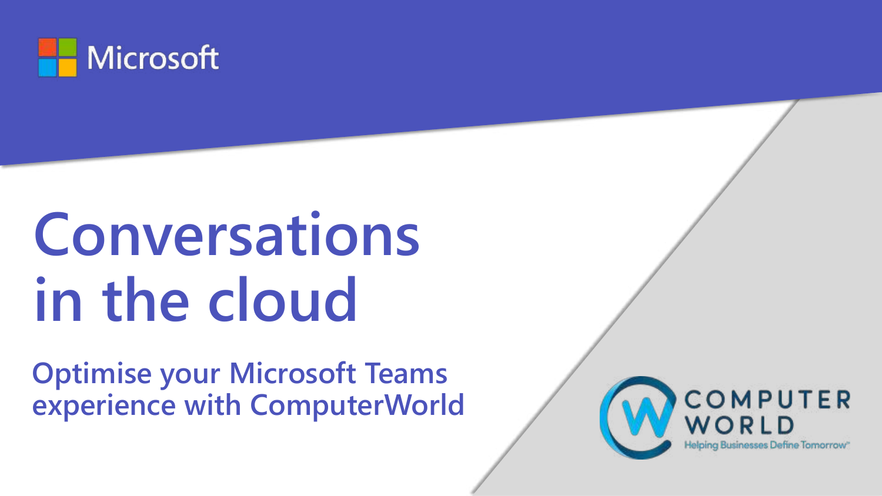Microsoft

# Conversations in the cloud

## Optimise your Microsoft Teams experience with ComputerWorld

COMPUTER WORLD

Helping Businesses Define Tomorrow™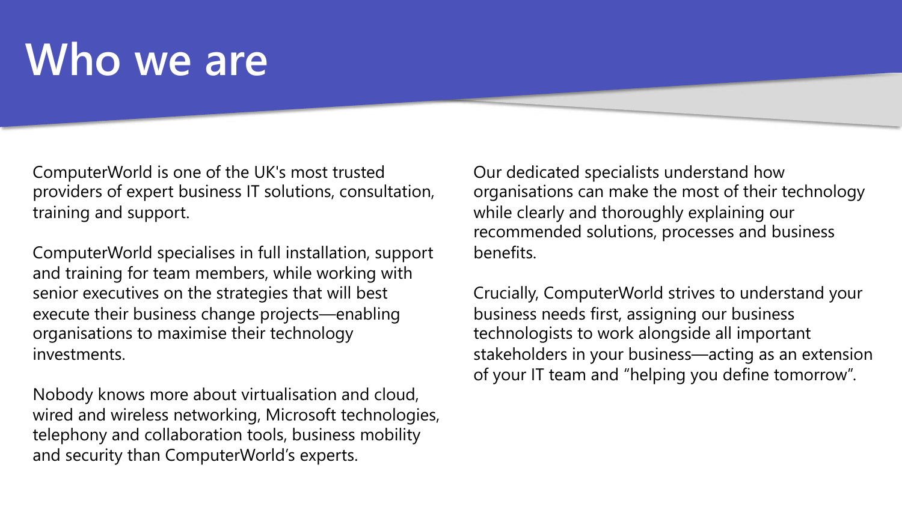# Who we are

ComputerWorld is one of the UK's most trusted providers of expert business IT solutions, consultation, training and support.

ComputerWorld specialises in full installation, support and training for team members, while working with senior executives on the strategies that will best execute their business change projects—enabling organisations to maximise their technology investments.

Nobody knows more about virtualisation and cloud, wired and wireless networking, Microsoft technologies, telephony and collaboration tools, business mobility and security than ComputerWorld's experts.

Our dedicated specialists understand how organisations can make the most of their technology while clearly and thoroughly explaining our recommended solutions, processes and business benefits.

Crucially, ComputerWorld strives to understand your business needs first, assigning our business technologists to work alongside all important stakeholders in your business—acting as an extension of your IT team and "helping you define tomorrow".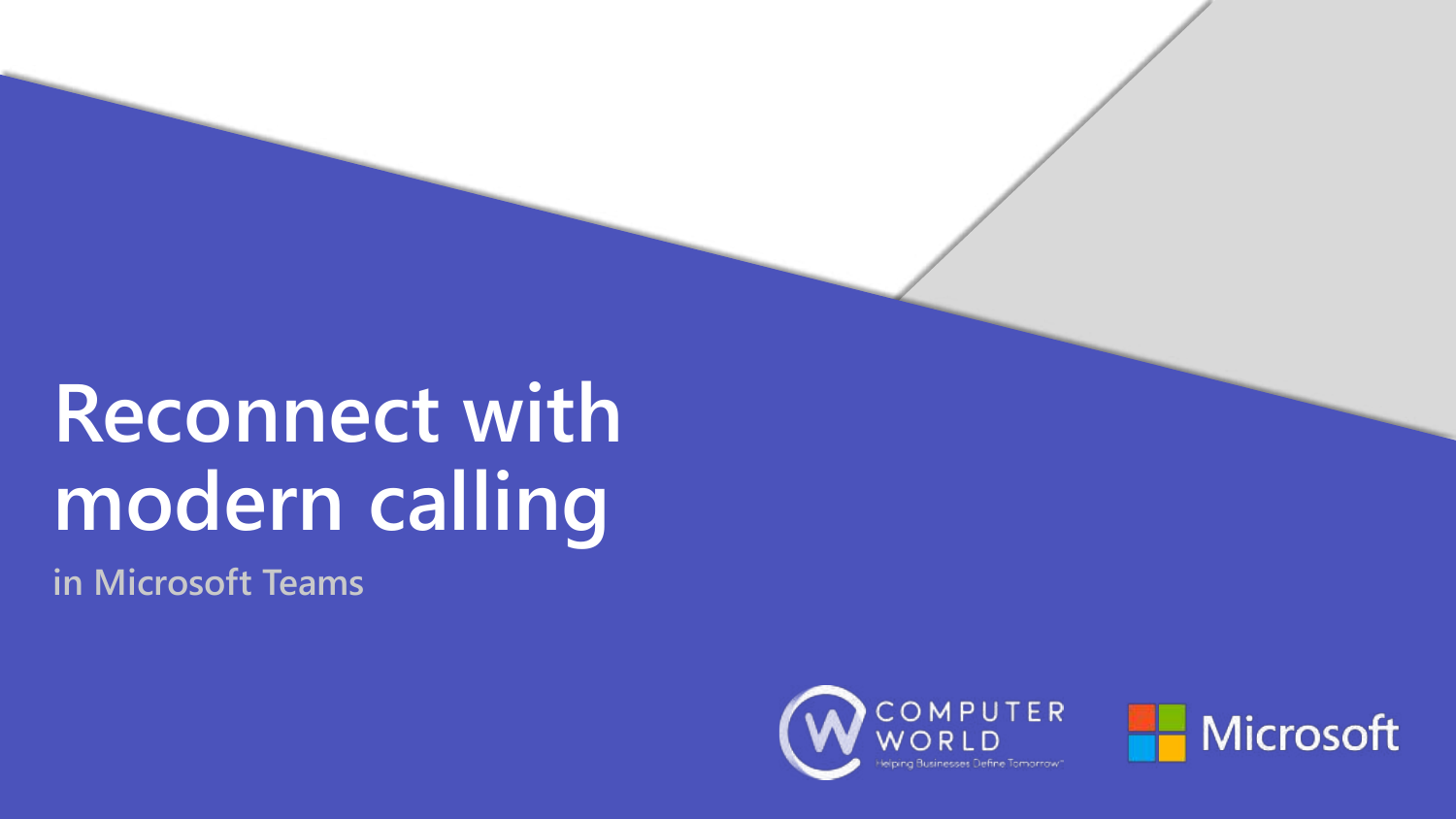# Reconnect with modern calling

in Microsoft Teams

COMPUTER WORLD

Helping Businesses Define Tomorrow™

Microsoft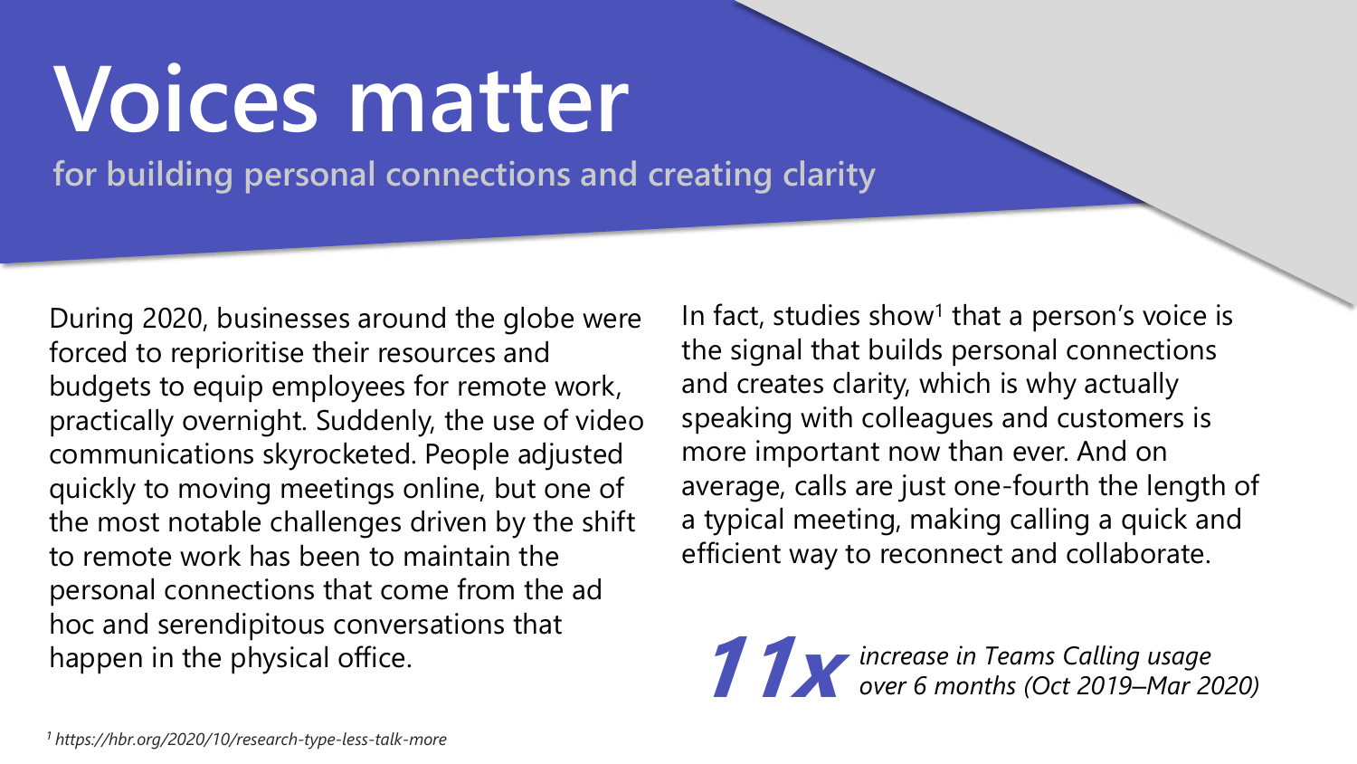# Voices matter

**for building personal connections and creating clarity**

During 2020, businesses around the globe were forced to reprioritise their resources and budgets to equip employees for remote work, practically overnight. Suddenly, the use of video communications skyrocketed. People adjusted quickly to moving meetings online, but one of the most notable challenges driven by the shift to remote work has been to maintain the personal connections that come from the ad hoc and serendipitous conversations that happen in the physical office.

In fact, studies show[1] that a person's voice is the signal that builds personal connections and creates clarity, which is why actually speaking with colleagues and customers is more important now than ever. And on average, calls are just one-fourth the length of a typical meeting, making calling a quick and efficient way to reconnect and collaborate.

***11x*** *increase in Teams Calling usage over 6 months (Oct 2019–Mar 2020)*

*[1] https://hbr.org/2020/10/research-type-less-talk-more*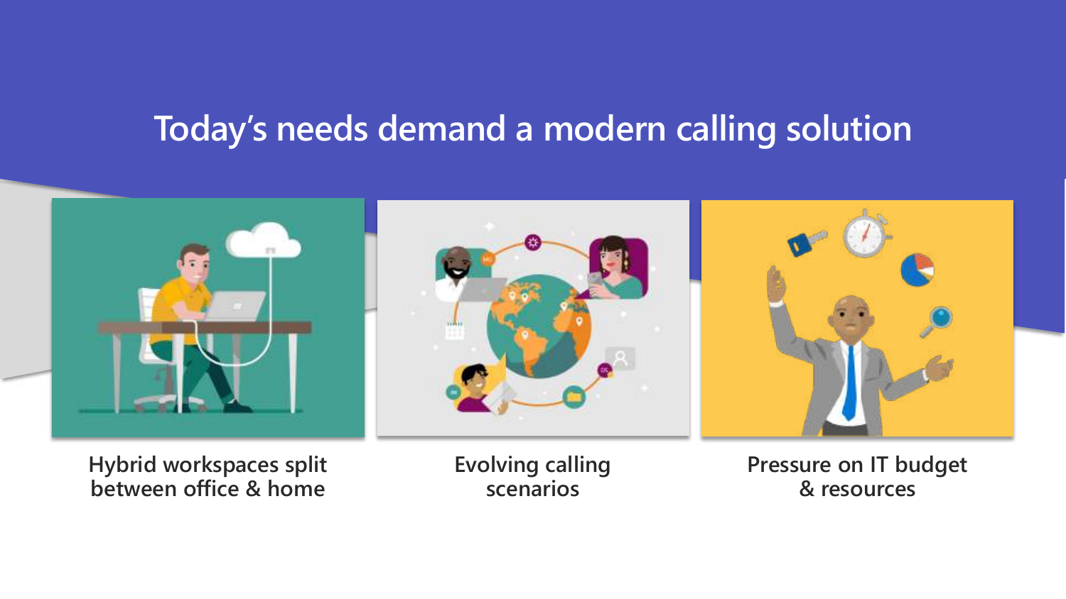# Today's needs demand a modern calling solution

Hybrid workspaces split between office & home

Evolving calling scenarios

Pressure on IT budget & resources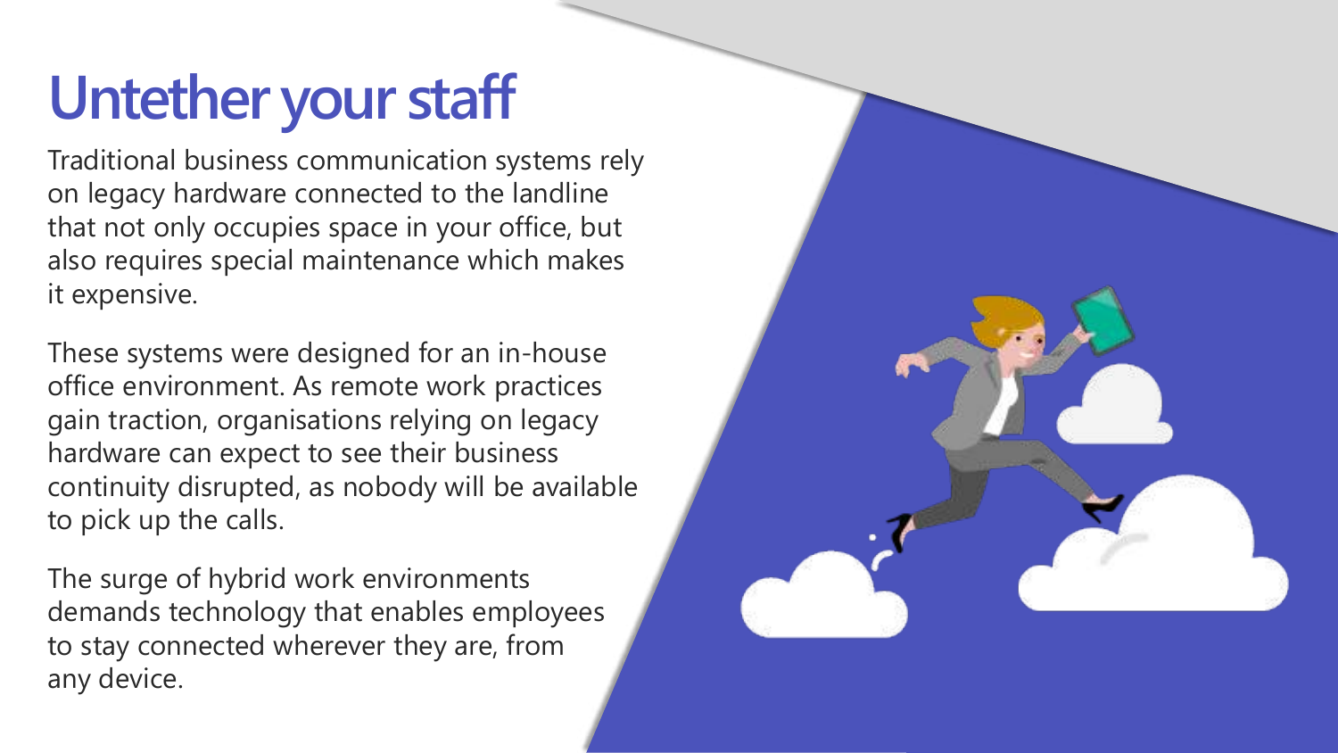# Untether your staff

Traditional business communication systems rely on legacy hardware connected to the landline that not only occupies space in your office, but also requires special maintenance which makes it expensive.

These systems were designed for an in-house office environment. As remote work practices gain traction, organisations relying on legacy hardware can expect to see their business continuity disrupted, as nobody will be available to pick up the calls.

The surge of hybrid work environments demands technology that enables employees to stay connected wherever they are, from any device.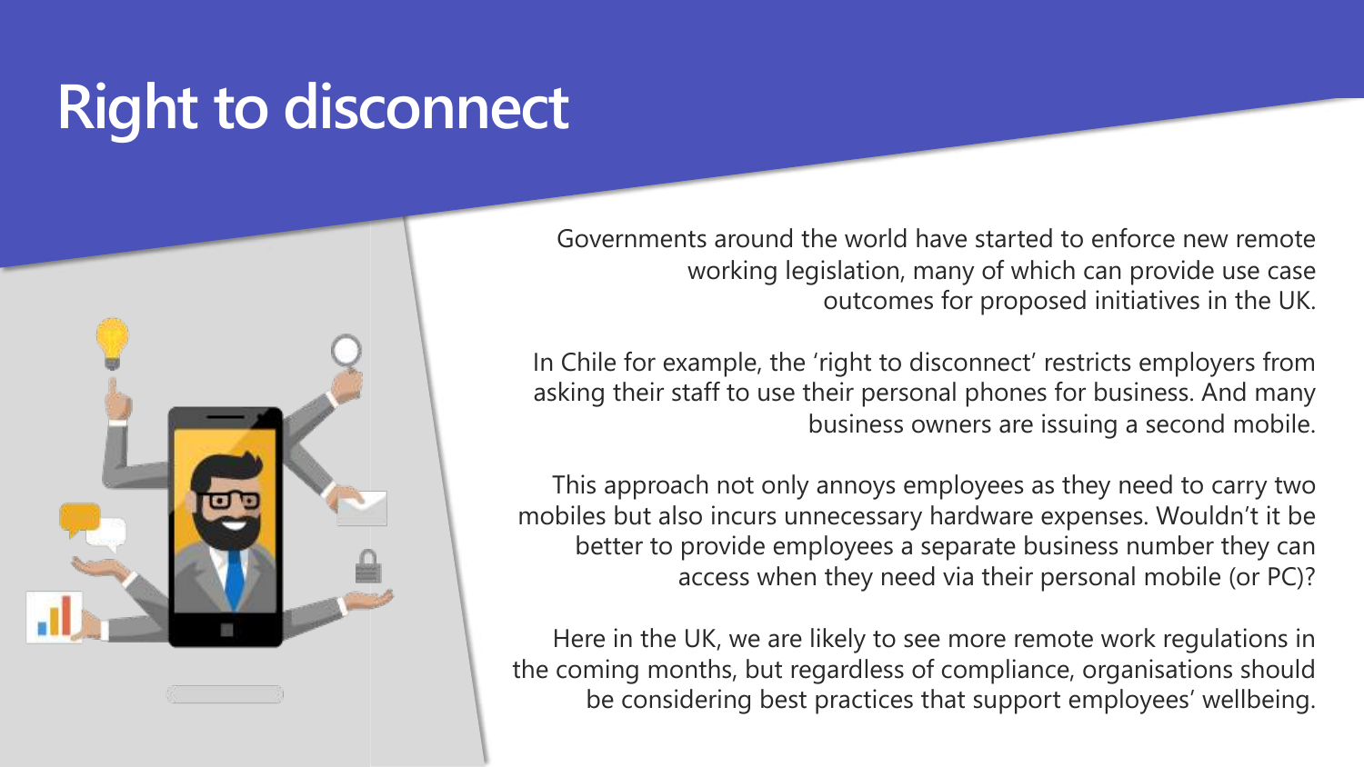# Right to disconnect

Governments around the world have started to enforce new remote working legislation, many of which can provide use case outcomes for proposed initiatives in the UK.

In Chile for example, the 'right to disconnect' restricts employers from asking their staff to use their personal phones for business. And many business owners are issuing a second mobile.

This approach not only annoys employees as they need to carry two mobiles but also incurs unnecessary hardware expenses. Wouldn't it be better to provide employees a separate business number they can access when they need via their personal mobile (or PC)?

Here in the UK, we are likely to see more remote work regulations in the coming months, but regardless of compliance, organisations should be considering best practices that support employees' wellbeing.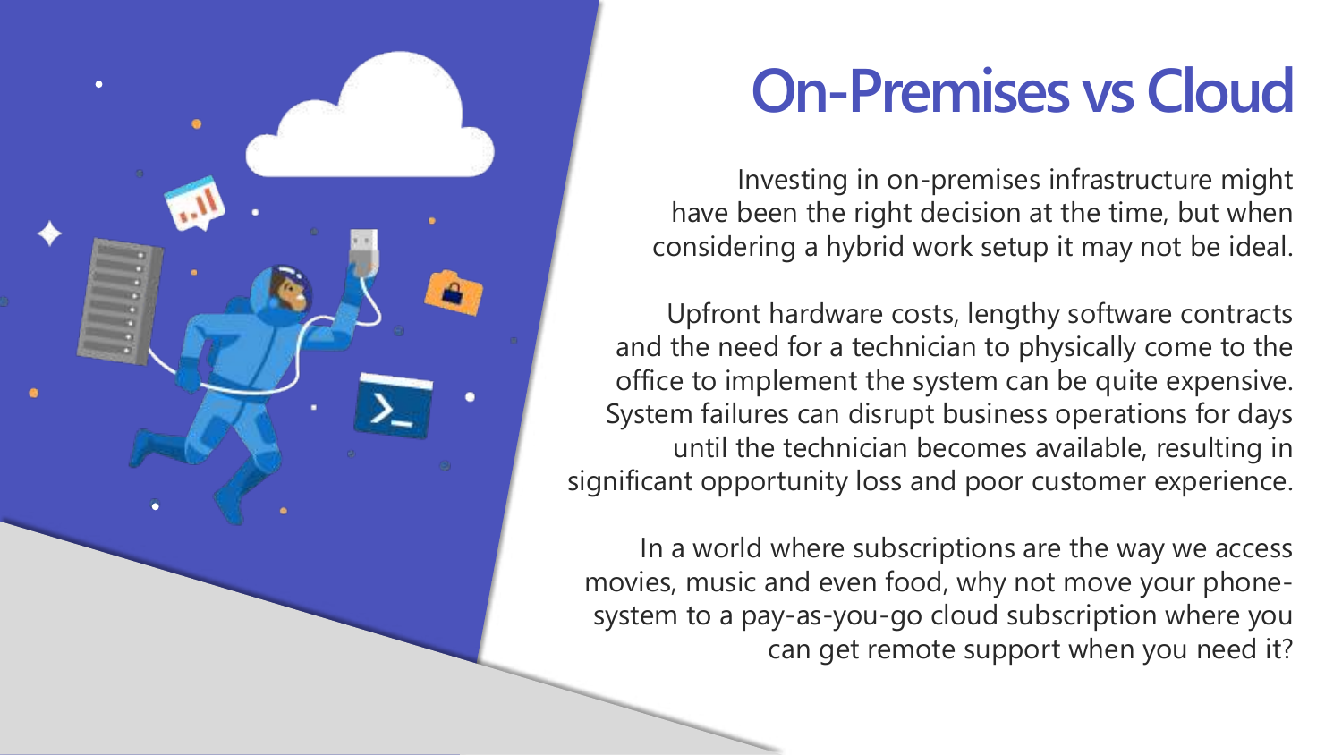# On-Premises vs Cloud

Investing in on-premises infrastructure might have been the right decision at the time, but when considering a hybrid work setup it may not be ideal.

Upfront hardware costs, lengthy software contracts and the need for a technician to physically come to the office to implement the system can be quite expensive. System failures can disrupt business operations for days until the technician becomes available, resulting in significant opportunity loss and poor customer experience.

In a world where subscriptions are the way we access movies, music and even food, why not move your phone-system to a pay-as-you-go cloud subscription where you can get remote support when you need it?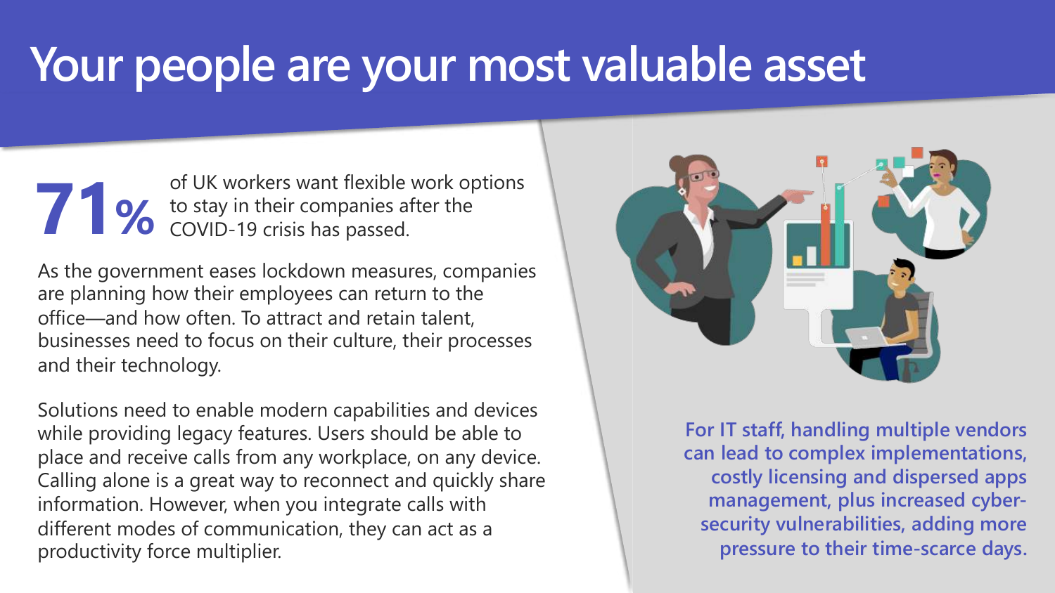# Your people are your most valuable asset

**71%** of UK workers want flexible work options to stay in their companies after the COVID-19 crisis has passed.

As the government eases lockdown measures, companies are planning how their employees can return to the office—and how often. To attract and retain talent, businesses need to focus on their culture, their processes and their technology.

Solutions need to enable modern capabilities and devices while providing legacy features. Users should be able to place and receive calls from any workplace, on any device. Calling alone is a great way to reconnect and quickly share information. However, when you integrate calls with different modes of communication, they can act as a productivity force multiplier.

**For IT staff, handling multiple vendors can lead to complex implementations, costly licensing and dispersed apps management, plus increased cyber-security vulnerabilities, adding more pressure to their time-scarce days.**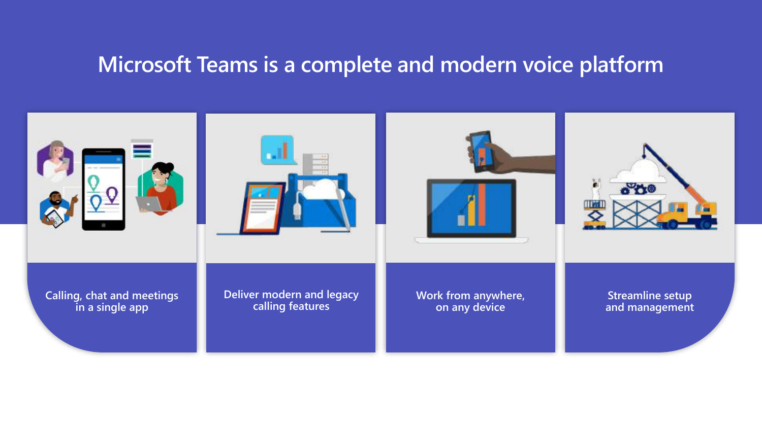# Microsoft Teams is a complete and modern voice platform

- Calling, chat and meetings in a single app
- Deliver modern and legacy calling features
- Work from anywhere, on any device
- Streamline setup and management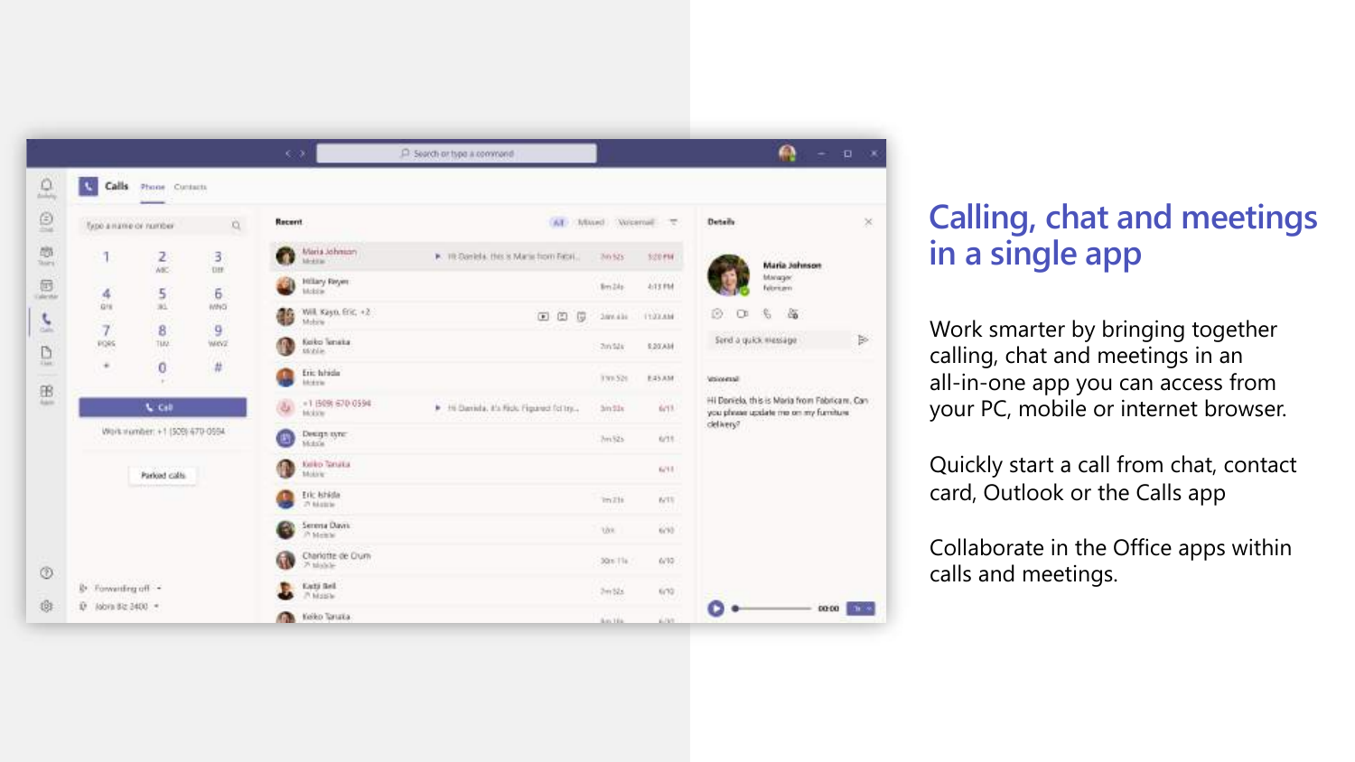# Calling, chat and meetings in a single app

Work smarter by bringing together calling, chat and meetings in an all-in-one app you can access from your PC, mobile or internet browser.

Quickly start a call from chat, contact card, Outlook or the Calls app

Collaborate in the Office apps within calls and meetings.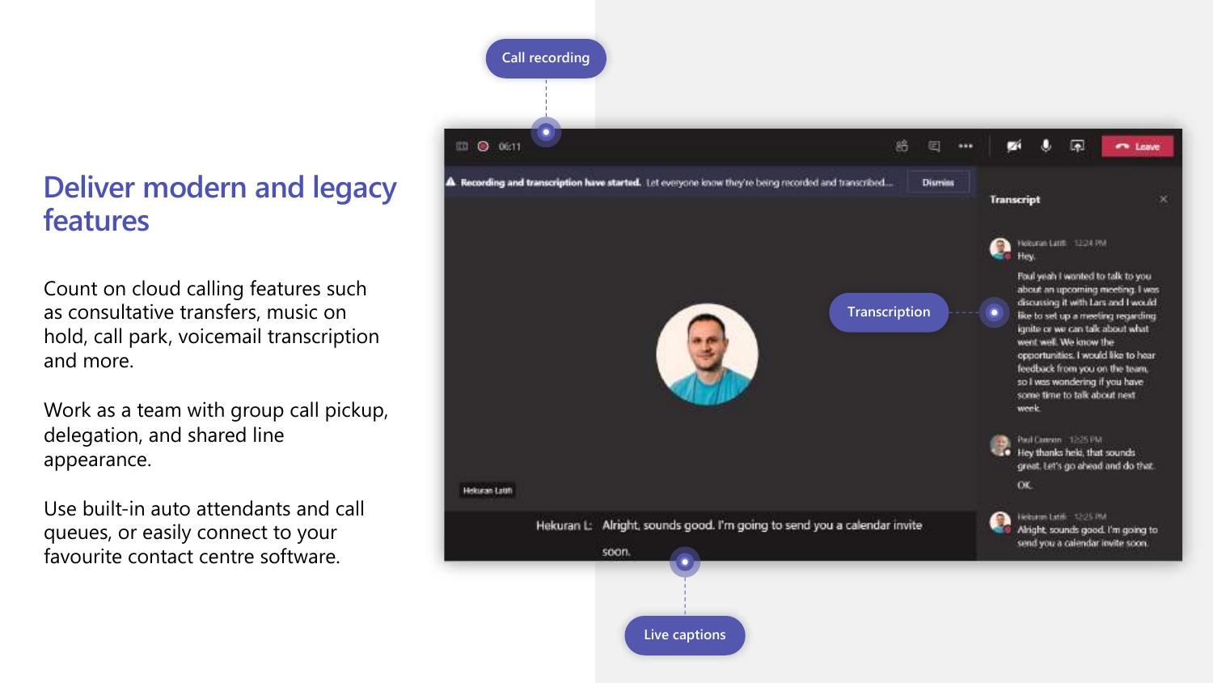# Deliver modern and legacy features

Count on cloud calling features such as consultative transfers, music on hold, call park, voicemail transcription and more.

Work as a team with group call pickup, delegation, and shared line appearance.

Use built-in auto attendants and call queues, or easily connect to your favourite contact centre software.

Call recording

Transcription

Live captions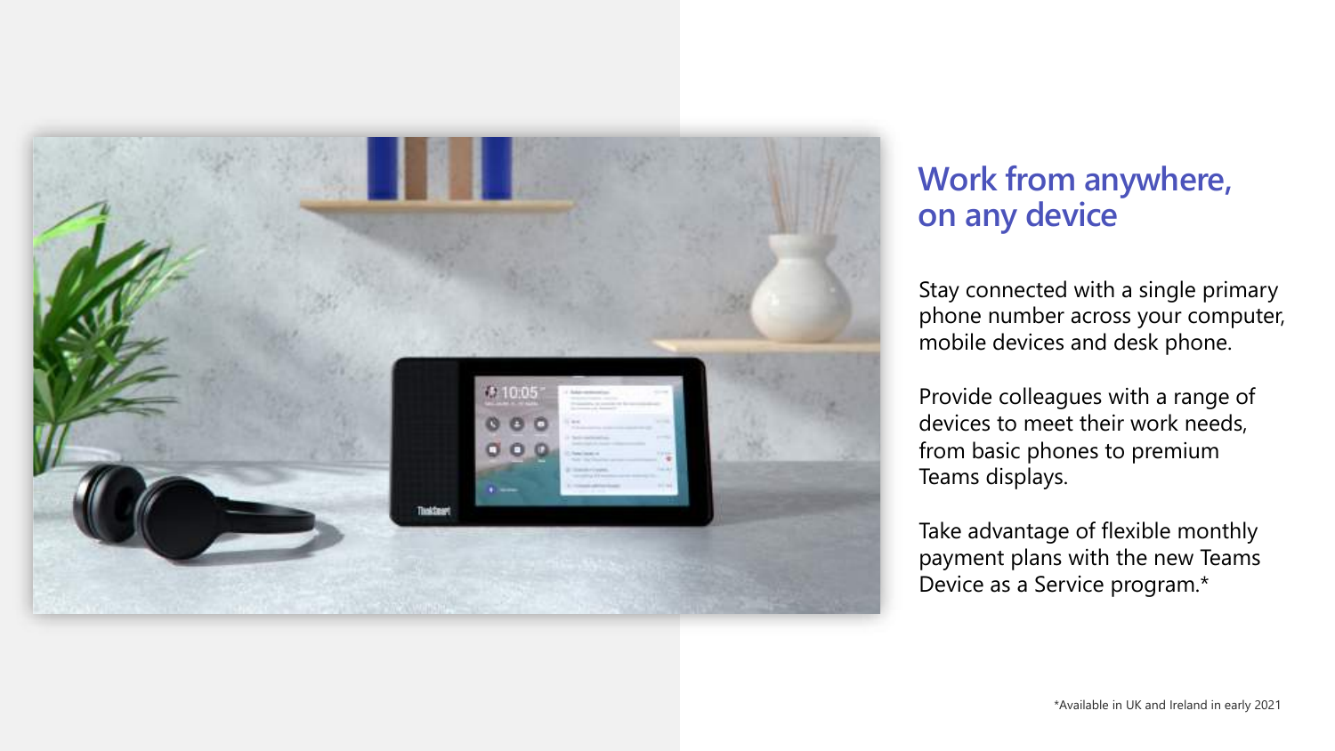## Work from anywhere, on any device

Stay connected with a single primary phone number across your computer, mobile devices and desk phone.

Provide colleagues with a range of devices to meet their work needs, from basic phones to premium Teams displays.

Take advantage of flexible monthly payment plans with the new Teams Device as a Service program.*

*Available in UK and Ireland in early 2021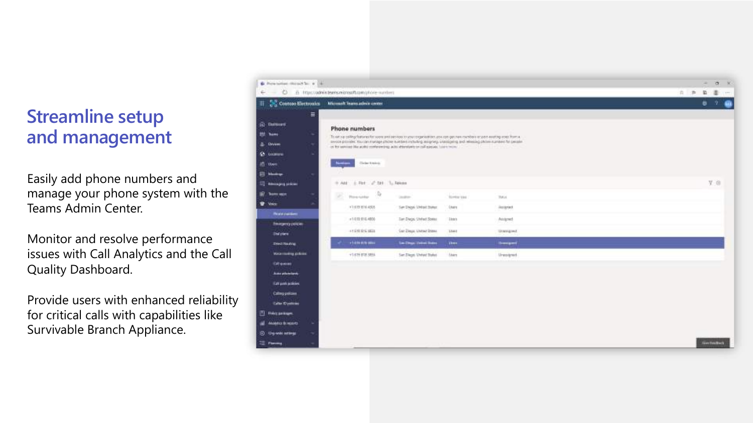## Streamline setup and management

Easily add phone numbers and manage your phone system with the Teams Admin Center.

Monitor and resolve performance issues with Call Analytics and the Call Quality Dashboard.

Provide users with enhanced reliability for critical calls with capabilities like Survivable Branch Appliance.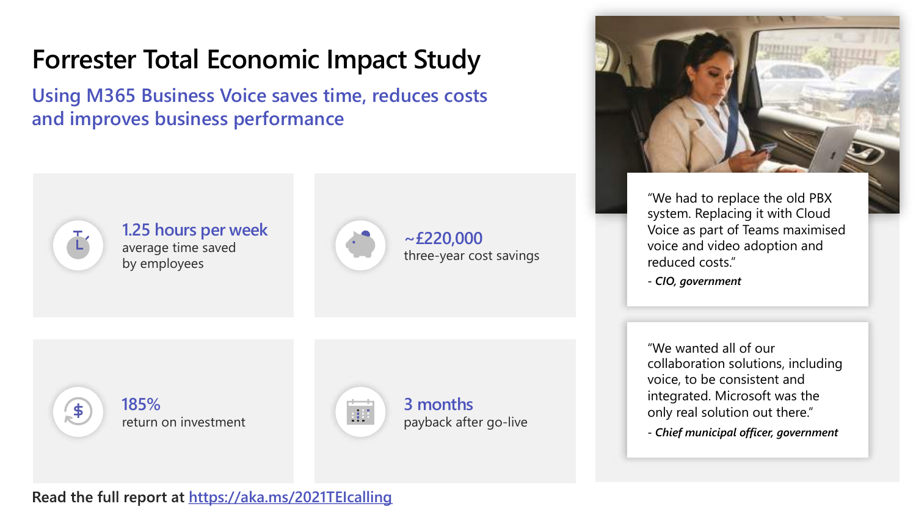# Forrester Total Economic Impact Study

## Using M365 Business Voice saves time, reduces costs and improves business performance

**1.25 hours per week**
average time saved by employees

**~£220,000**
three-year cost savings

**185%**
return on investment

**3 months**
payback after go-live

"We had to replace the old PBX system. Replacing it with Cloud Voice as part of Teams maximised voice and video adoption and reduced costs."

*- CIO, government*

"We wanted all of our collaboration solutions, including voice, to be consistent and integrated. Microsoft was the only real solution out there."

*- Chief municipal officer, government*

**Read the full report at** https://aka.ms/2021TEIcalling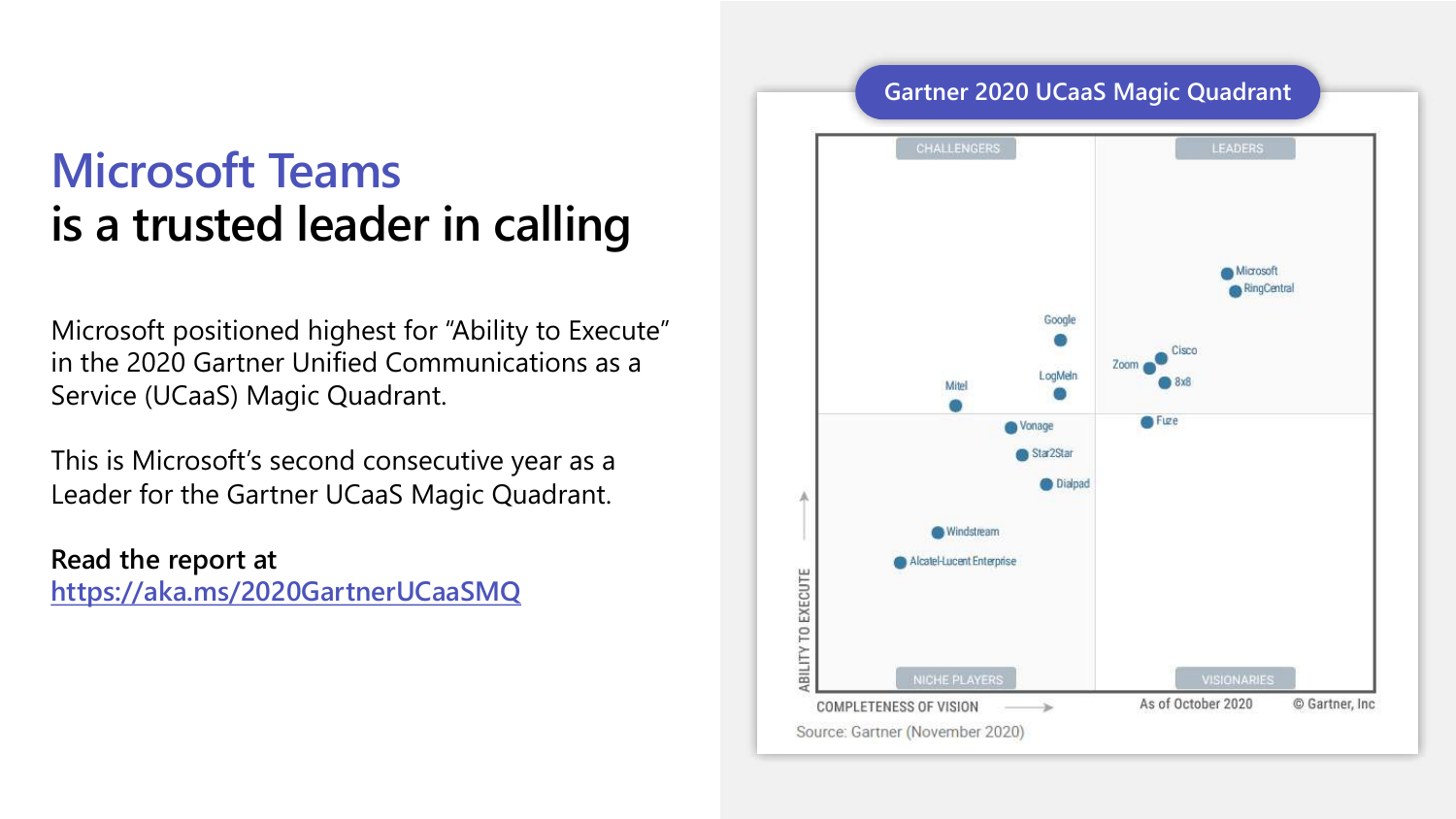# Microsoft Teams
# is a trusted leader in calling

Microsoft positioned highest for “Ability to Execute” in the 2020 Gartner Unified Communications as a Service (UCaaS) Magic Quadrant.

This is Microsoft’s second consecutive year as a Leader for the Gartner UCaaS Magic Quadrant.

**Read the report at**
[https://aka.ms/2020GartnerUCaaSMQ](https://aka.ms/2020GartnerUCaaSMQ)

**Gartner 2020 UCaaS Magic Quadrant**

CHALLENGERS | LEADERS | NICHE PLAYERS | VISIONARIES

ABILITY TO EXECUTE | COMPLETENESS OF VISION

Microsoft, RingCentral, Cisco, Zoom, 8x8, Fuze, Google, LogMeIn, Mitel, Vonage, Star2Star, Dialpad, Windstream, Alcatel-Lucent Enterprise

As of October 2020 © Gartner, Inc

Source: Gartner (November 2020)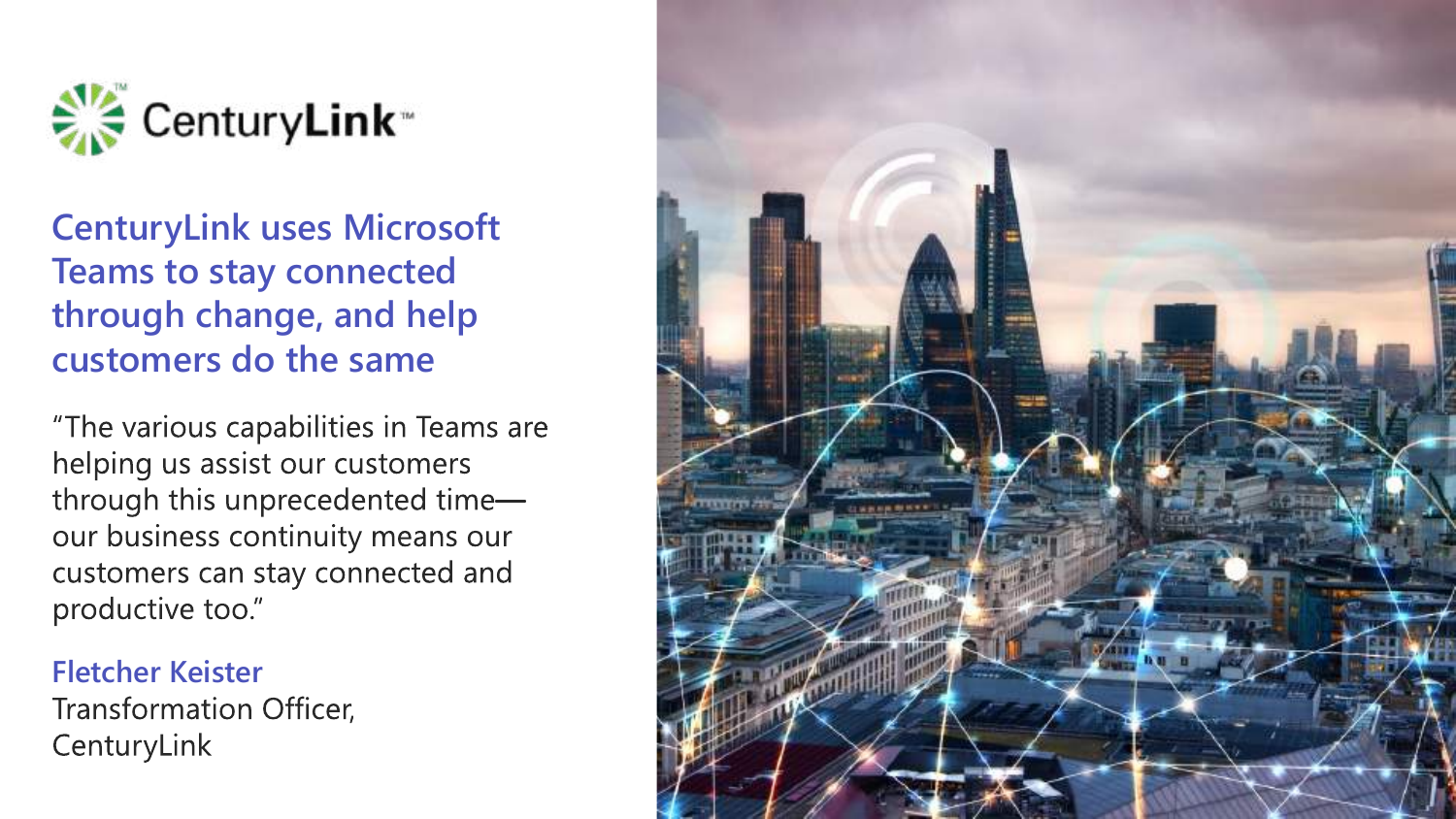CenturyLink™

## CenturyLink uses Microsoft Teams to stay connected through change, and help customers do the same

"The various capabilities in Teams are helping us assist our customers through this unprecedented time—our business continuity means our customers can stay connected and productive too."

**Fletcher Keister**
Transformation Officer,
CenturyLink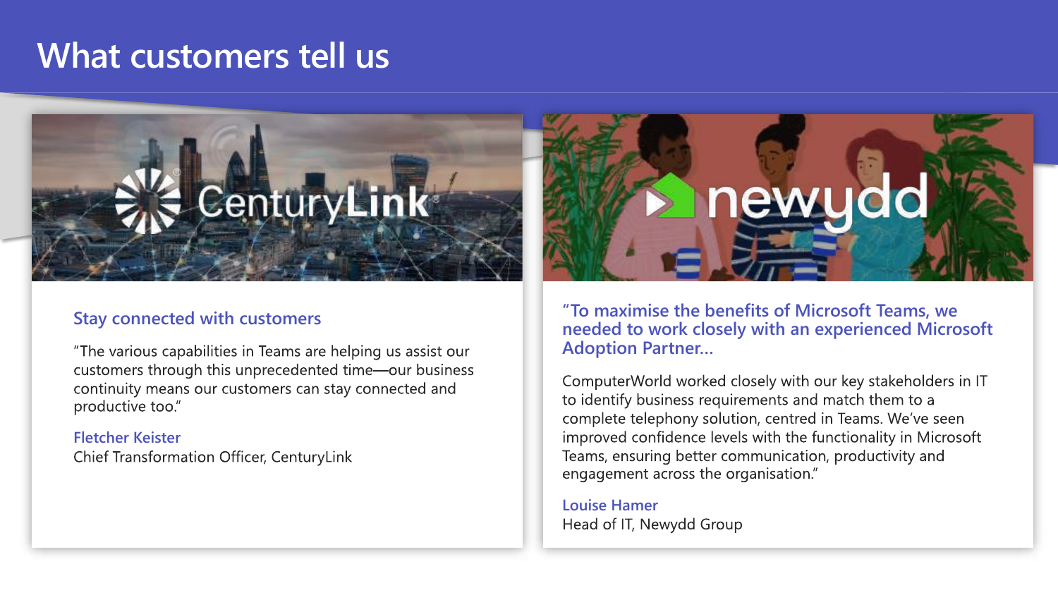# What customers tell us

CenturyLink

### Stay connected with customers

"The various capabilities in Teams are helping us assist our customers through this unprecedented time—our business continuity means our customers can stay connected and productive too."

**Fletcher Keister**
Chief Transformation Officer, CenturyLink

newydd

### "To maximise the benefits of Microsoft Teams, we needed to work closely with an experienced Microsoft Adoption Partner...

ComputerWorld worked closely with our key stakeholders in IT to identify business requirements and match them to a complete telephony solution, centred in Teams. We've seen improved confidence levels with the functionality in Microsoft Teams, ensuring better communication, productivity and engagement across the organisation."

**Louise Hamer**
Head of IT, Newydd Group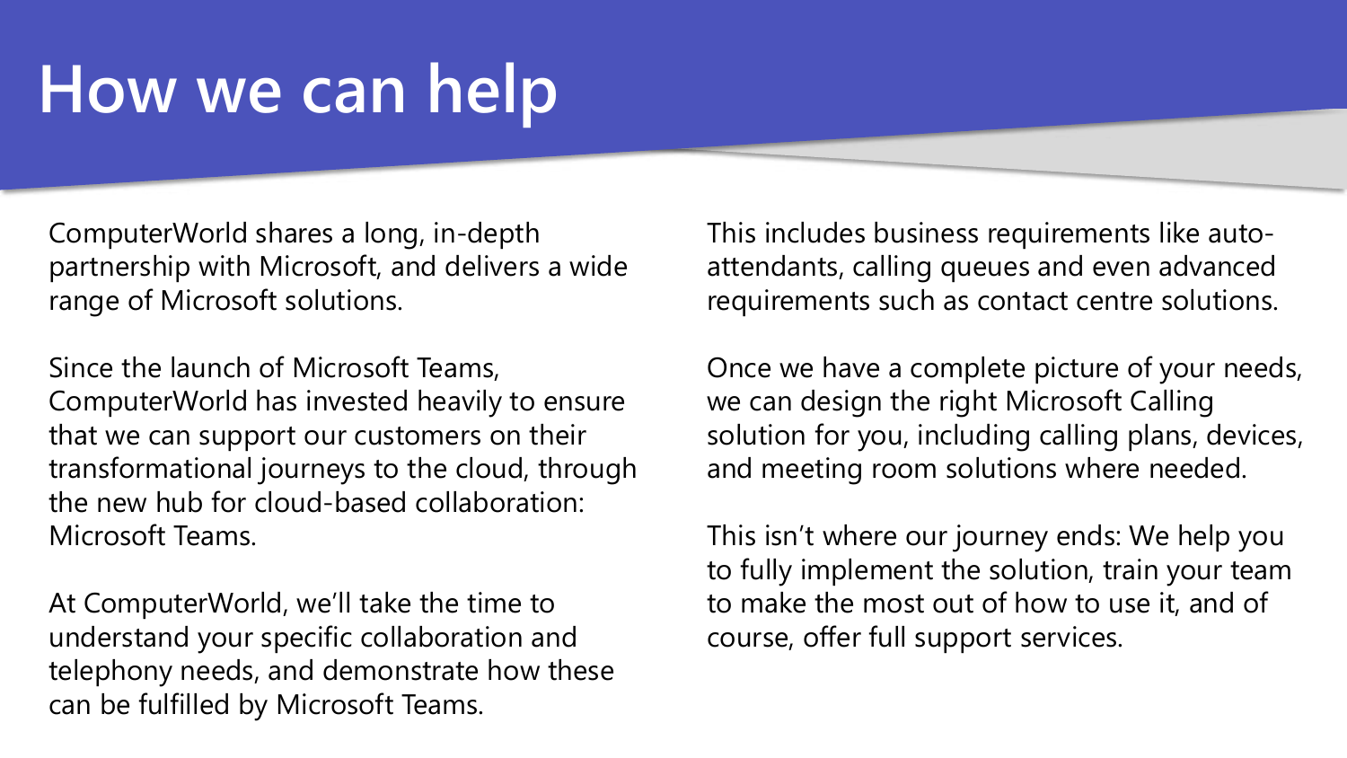# How we can help

ComputerWorld shares a long, in-depth partnership with Microsoft, and delivers a wide range of Microsoft solutions.

Since the launch of Microsoft Teams, ComputerWorld has invested heavily to ensure that we can support our customers on their transformational journeys to the cloud, through the new hub for cloud-based collaboration: Microsoft Teams.

At ComputerWorld, we'll take the time to understand your specific collaboration and telephony needs, and demonstrate how these can be fulfilled by Microsoft Teams.

This includes business requirements like auto-attendants, calling queues and even advanced requirements such as contact centre solutions.

Once we have a complete picture of your needs, we can design the right Microsoft Calling solution for you, including calling plans, devices, and meeting room solutions where needed.

This isn't where our journey ends: We help you to fully implement the solution, train your team to make the most out of how to use it, and of course, offer full support services.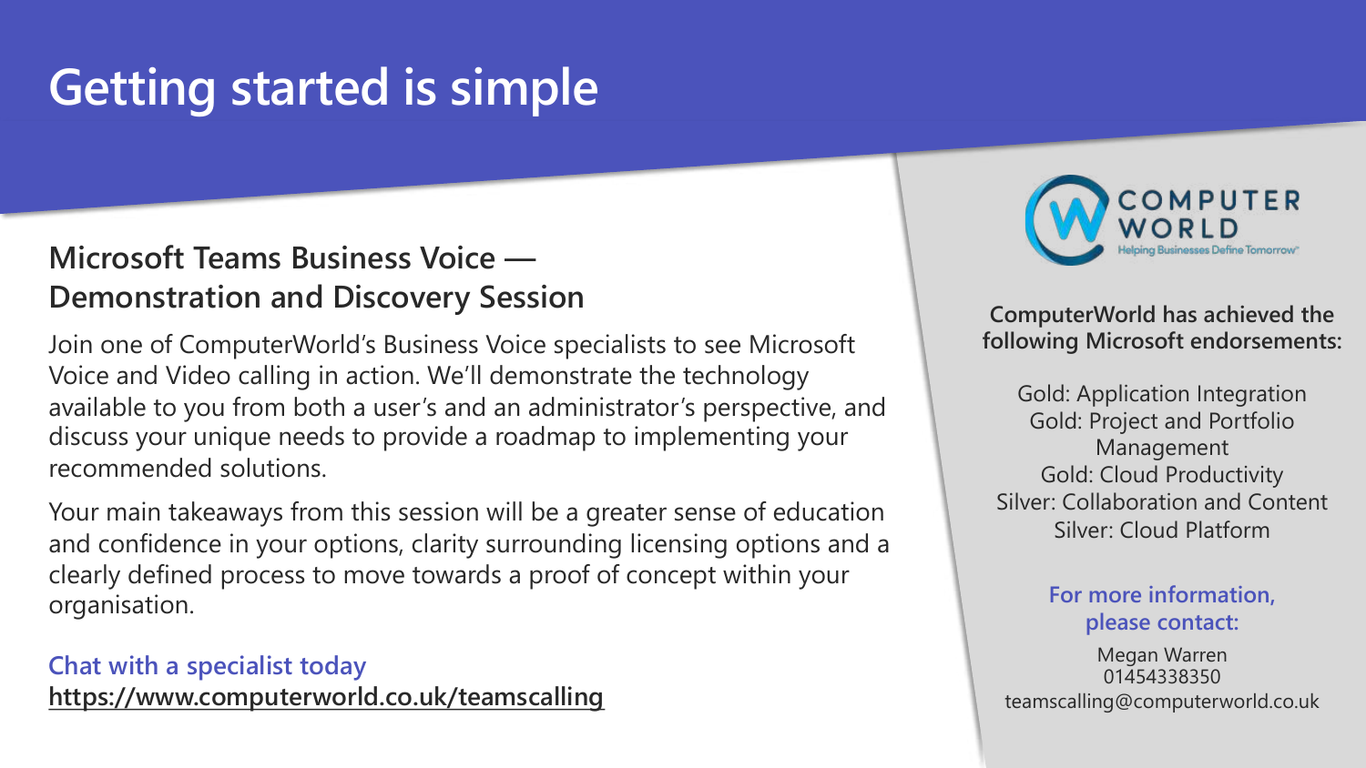# Getting started is simple

## Microsoft Teams Business Voice — Demonstration and Discovery Session

Join one of ComputerWorld's Business Voice specialists to see Microsoft Voice and Video calling in action. We'll demonstrate the technology available to you from both a user's and an administrator's perspective, and discuss your unique needs to provide a roadmap to implementing your recommended solutions.

Your main takeaways from this session will be a greater sense of education and confidence in your options, clarity surrounding licensing options and a clearly defined process to move towards a proof of concept within your organisation.

**Chat with a specialist today**

**https://www.computerworld.co.uk/teamscalling**

COMPUTER WORLD
Helping Businesses Define Tomorrow™

**ComputerWorld has achieved the following Microsoft endorsements:**

Gold: Application Integration
Gold: Project and Portfolio Management
Gold: Cloud Productivity
Silver: Collaboration and Content
Silver: Cloud Platform

**For more information, please contact:**

Megan Warren
01454338350
teamscalling@computerworld.co.uk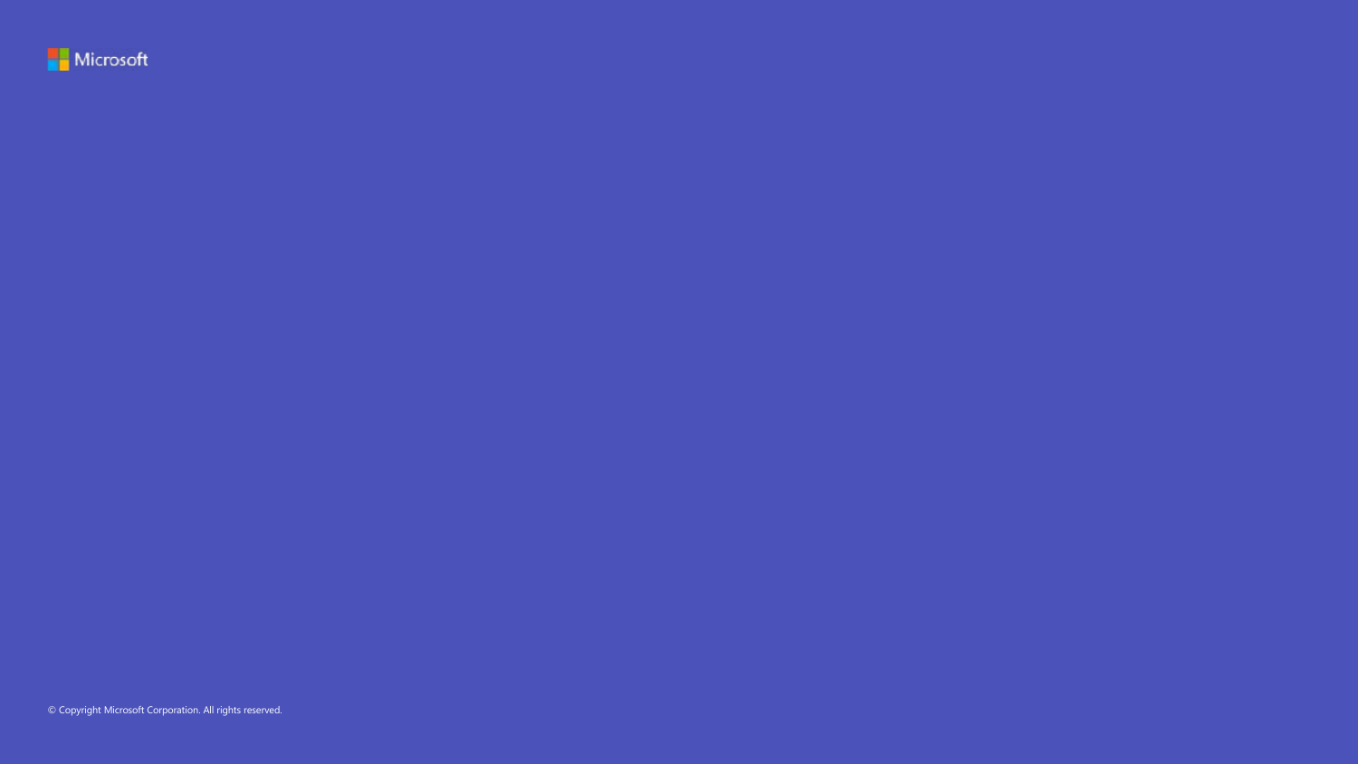Microsoft

© Copyright Microsoft Corporation. All rights reserved.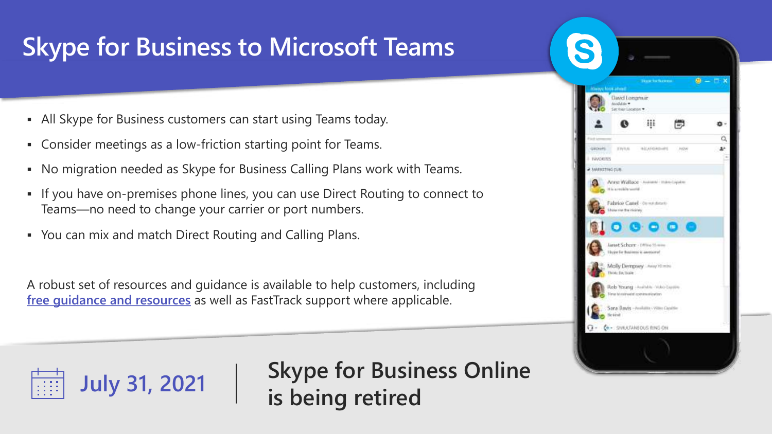# Skype for Business to Microsoft Teams

- All Skype for Business customers can start using Teams today.
- Consider meetings as a low-friction starting point for Teams.
- No migration needed as Skype for Business Calling Plans work with Teams.
- If you have on-premises phone lines, you can use Direct Routing to connect to Teams—no need to change your carrier or port numbers.
- You can mix and match Direct Routing and Calling Plans.

A robust set of resources and guidance is available to help customers, including free guidance and resources as well as FastTrack support where applicable.

**July 31, 2021** | **Skype for Business Online is being retired**